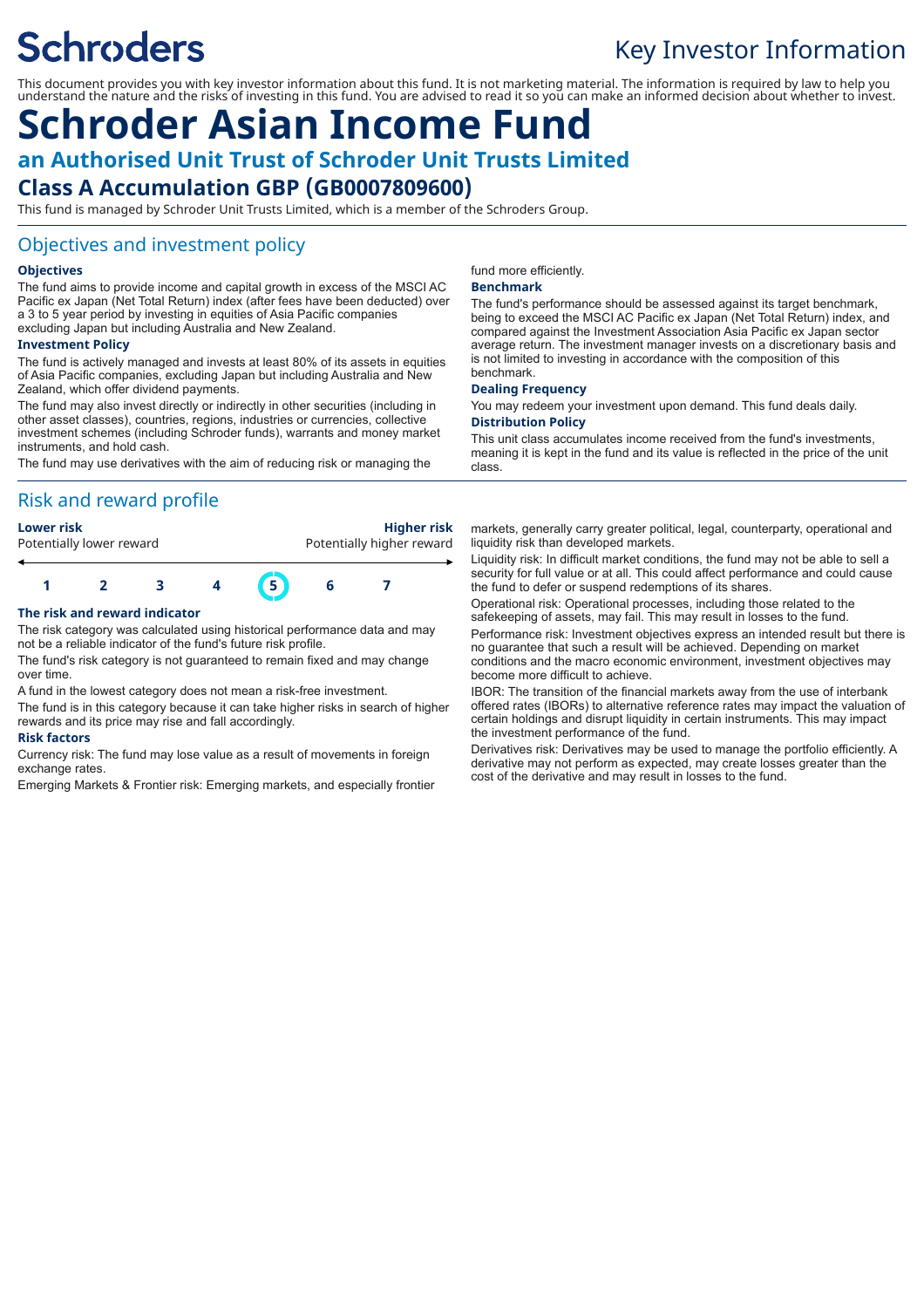# Schroders

Key Investor Information

This document provides you with key investor information about this fund. It is not marketing material. The information is required by law to help you understand the nature and the risks of investing in this fund. You are advised to read it so you can make an informed decision about whether to invest.

# Schroder Asian Income Fund

## an Authorised Unit Trust of Schroder Unit Trusts Limited

### Class A Accumulation GBP (GB0007809600)

This fund is managed by Schroder Unit Trusts Limited, which is a member of the Schroders Group.

## Objectives and investment policy

**Objectives**

The fund aims to provide income and capital growth in excess of the MSCI AC Pacific ex Japan (Net Total Return) index (after fees have been deducted) over a 3 to 5 year period by investing in equities of Asia Pacific companies excluding Japan but including Australia and New Zealand.

**Investment Policy**

The fund is actively managed and invests at least 80% of its assets in equities of Asia Pacific companies, excluding Japan but including Australia and New Zealand, which offer dividend payments.

The fund may also invest directly or indirectly in other securities (including in other asset classes), countries, regions, industries or currencies, collective investment schemes (including Schroder funds), warrants and money market instruments, and hold cash.

The fund may use derivatives with the aim of reducing risk or managing the fund more efficiently.

**Benchmark**

The fund's performance should be assessed against its target benchmark, being to exceed the MSCI AC Pacific ex Japan (Net Total Return) index, and compared against the Investment Association Asia Pacific ex Japan sector average return. The investment manager invests on a discretionary basis and is not limited to investing in accordance with the composition of this benchmark.

**Dealing Frequency**

You may redeem your investment upon demand. This fund deals daily.

**Distribution Policy**

This unit class accumulates income received from the fund's investments, meaning it is kept in the fund and its value is reflected in the price of the unit class.

## Risk and reward profile

**Lower risk** — Potentially lower reward

**Higher risk** — Potentially higher reward

| 1 | 2 | 3 | 4 | **5** | 6 | 7 |
|---|---|---|---|---|---|---|

**The risk and reward indicator**

The risk category was calculated using historical performance data and may not be a reliable indicator of the fund's future risk profile.

The fund's risk category is not guaranteed to remain fixed and may change over time.

A fund in the lowest category does not mean a risk-free investment.

The fund is in this category because it can take higher risks in search of higher rewards and its price may rise and fall accordingly.

**Risk factors**

Currency risk: The fund may lose value as a result of movements in foreign exchange rates.

Emerging Markets & Frontier risk: Emerging markets, and especially frontier markets, generally carry greater political, legal, counterparty, operational and liquidity risk than developed markets.

Liquidity risk: In difficult market conditions, the fund may not be able to sell a security for full value or at all. This could affect performance and could cause the fund to defer or suspend redemptions of its shares.

Operational risk: Operational processes, including those related to the safekeeping of assets, may fail. This may result in losses to the fund.

Performance risk: Investment objectives express an intended result but there is no guarantee that such a result will be achieved. Depending on market conditions and the macro economic environment, investment objectives may become more difficult to achieve.

IBOR: The transition of the financial markets away from the use of interbank offered rates (IBORs) to alternative reference rates may impact the valuation of certain holdings and disrupt liquidity in certain instruments. This may impact the investment performance of the fund.

Derivatives risk: Derivatives may be used to manage the portfolio efficiently. A derivative may not perform as expected, may create losses greater than the cost of the derivative and may result in losses to the fund.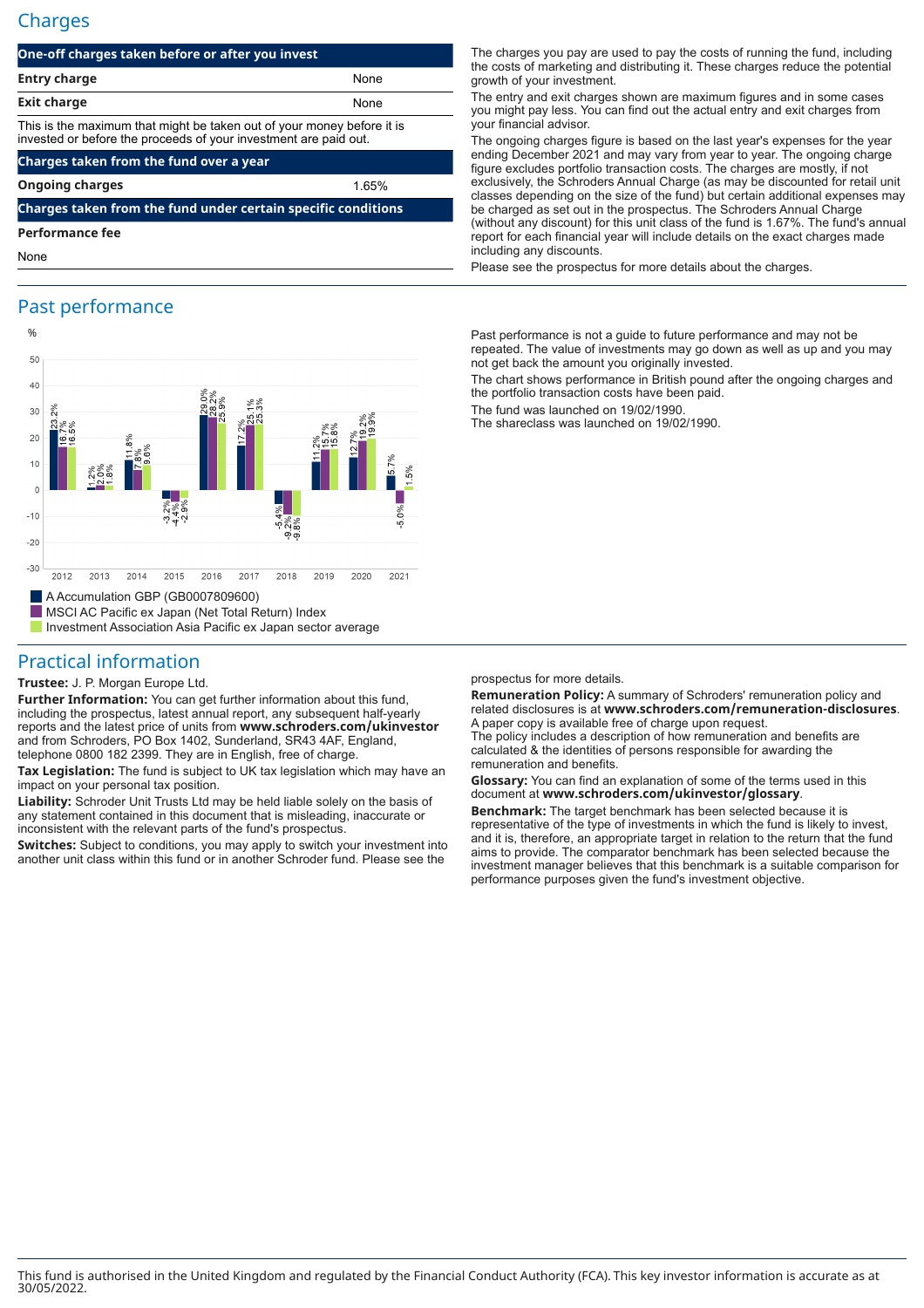## Charges

| One-off charges taken before or after you invest | |
|---|---|
| **Entry charge** | None |
| **Exit charge** | None |
| This is the maximum that might be taken out of your money before it is invested or before the proceeds of your investment are paid out. | |
| **Charges taken from the fund over a year** | |
| **Ongoing charges** | 1.65% |
| **Charges taken from the fund under certain specific conditions** | |
| **Performance fee** | |
| None | |

The charges you pay are used to pay the costs of running the fund, including the costs of marketing and distributing it. These charges reduce the potential growth of your investment.

The entry and exit charges shown are maximum figures and in some cases you might pay less. You can find out the actual entry and exit charges from your financial advisor.

The ongoing charges figure is based on the last year's expenses for the year ending December 2021 and may vary from year to year. The ongoing charge figure excludes portfolio transaction costs. The charges are mostly, if not exclusively, the Schroders Annual Charge (as may be discounted for retail unit classes depending on the size of the fund) but certain additional expenses may be charged as set out in the prospectus. The Schroders Annual Charge (without any discount) for this unit class of the fund is 1.67%. The fund's annual report for each financial year will include details on the exact charges made including any discounts.

Please see the prospectus for more details about the charges.

## Past performance

%

50
40
30
20
10
0
-10
-20
-30

2012: 23.2% 16.7% 16.5%
2013: 1.2% 2.0% 1.8%
2014: 11.8% 7.8% 9.6%
2015: -3.2% -4.4% -2.9%
2016: 29.0% 28.2% 25.9%
2017: 17.2% 25.1% 25.3%
2018: -5.4% -9.2% -9.8%
2019: 11.2% 15.7% 15.8%
2020: 12.7% 19.2% 19.9%
2021: 5.7% -5.0% 1.5%

A Accumulation GBP (GB0007809600)
MSCI AC Pacific ex Japan (Net Total Return) Index
Investment Association Asia Pacific ex Japan sector average

Past performance is not a guide to future performance and may not be repeated. The value of investments may go down as well as up and you may not get back the amount you originally invested.

The chart shows performance in British pound after the ongoing charges and the portfolio transaction costs have been paid.

The fund was launched on 19/02/1990.
The shareclass was launched on 19/02/1990.

## Practical information

**Trustee:** J. P. Morgan Europe Ltd.

**Further Information:** You can get further information about this fund, including the prospectus, latest annual report, any subsequent half-yearly reports and the latest price of units from **www.schroders.com/ukinvestor** and from Schroders, PO Box 1402, Sunderland, SR43 4AF, England, telephone 0800 182 2399. They are in English, free of charge.

**Tax Legislation:** The fund is subject to UK tax legislation which may have an impact on your personal tax position.

**Liability:** Schroder Unit Trusts Ltd may be held liable solely on the basis of any statement contained in this document that is misleading, inaccurate or inconsistent with the relevant parts of the fund's prospectus.

**Switches:** Subject to conditions, you may apply to switch your investment into another unit class within this fund or in another Schroder fund. Please see the prospectus for more details.

**Remuneration Policy:** A summary of Schroders' remuneration policy and related disclosures is at **www.schroders.com/remuneration-disclosures**. A paper copy is available free of charge upon request.
The policy includes a description of how remuneration and benefits are calculated & the identities of persons responsible for awarding the remuneration and benefits.

**Glossary:** You can find an explanation of some of the terms used in this document at **www.schroders.com/ukinvestor/glossary**.

**Benchmark:** The target benchmark has been selected because it is representative of the type of investments in which the fund is likely to invest, and it is, therefore, an appropriate target in relation to the return that the fund aims to provide. The comparator benchmark has been selected because the investment manager believes that this benchmark is a suitable comparison for performance purposes given the fund's investment objective.

This fund is authorised in the United Kingdom and regulated by the Financial Conduct Authority (FCA). This key investor information is accurate as at 30/05/2022.